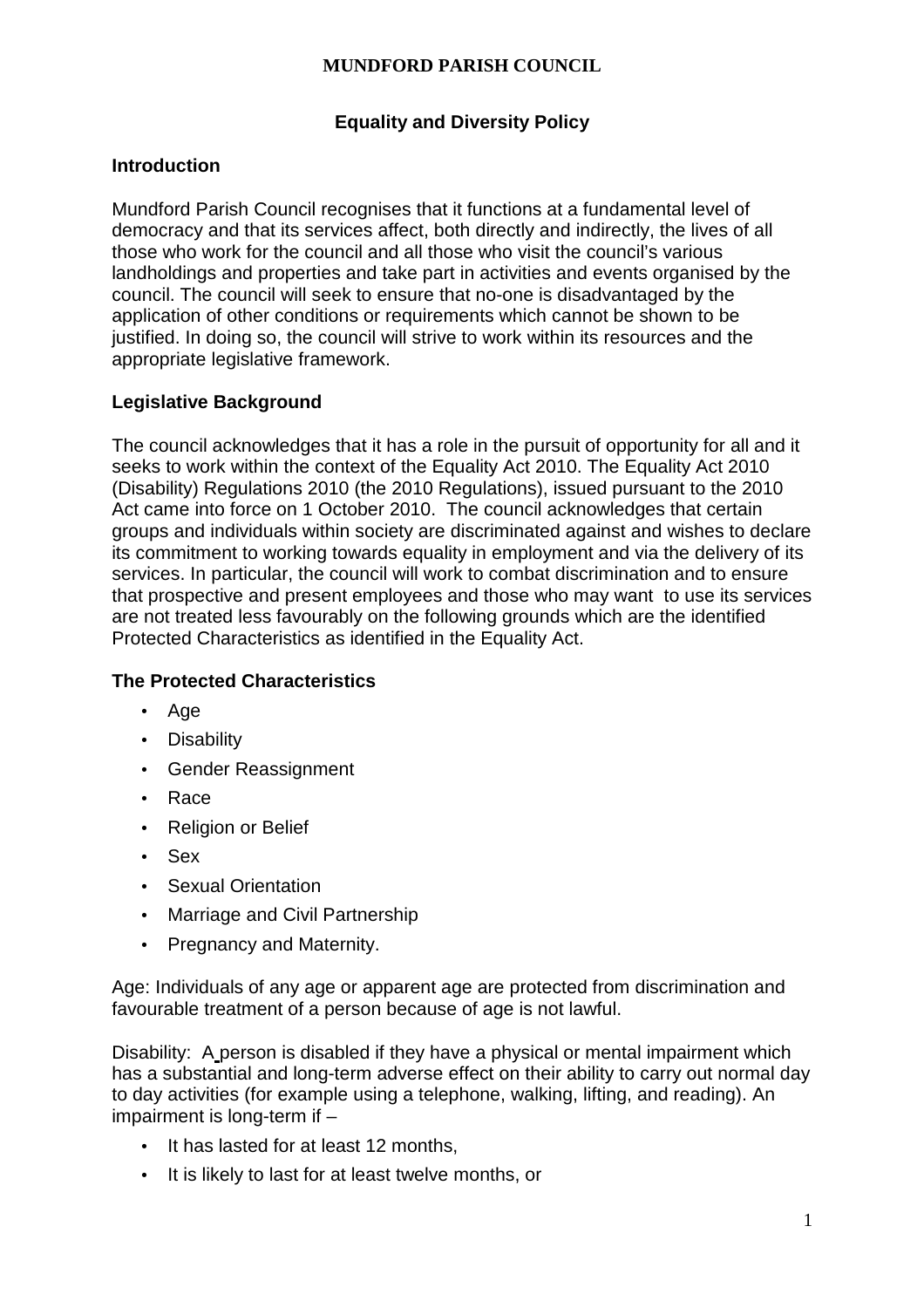**MUNDFORD PARISH COUNCIL**

# Equality and Diversity Policy

## Introduction

Mundford Parish Council recognises that it functions at a fundamental level of democracy and that its services affect, both directly and indirectly, the lives of all those who work for the council and all those who visit the council's various landholdings and properties and take part in activities and events organised by the council. The council will seek to ensure that no-one is disadvantaged by the application of other conditions or requirements which cannot be shown to be justified. In doing so, the council will strive to work within its resources and the appropriate legislative framework.

## Legislative Background

The council acknowledges that it has a role in the pursuit of opportunity for all and it seeks to work within the context of the Equality Act 2010. The Equality Act 2010 (Disability) Regulations 2010 (the 2010 Regulations), issued pursuant to the 2010 Act came into force on 1 October 2010. The council acknowledges that certain groups and individuals within society are discriminated against and wishes to declare its commitment to working towards equality in employment and via the delivery of its services. In particular, the council will work to combat discrimination and to ensure that prospective and present employees and those who may want to use its services are not treated less favourably on the following grounds which are the identified Protected Characteristics as identified in the Equality Act.

## The Protected Characteristics

- Age
- Disability
- Gender Reassignment
- Race
- Religion or Belief
- Sex
- Sexual Orientation
- Marriage and Civil Partnership
- Pregnancy and Maternity.

Age: Individuals of any age or apparent age are protected from discrimination and favourable treatment of a person because of age is not lawful.

Disability: A person is disabled if they have a physical or mental impairment which has a substantial and long-term adverse effect on their ability to carry out normal day to day activities (for example using a telephone, walking, lifting, and reading). An impairment is long-term if –

- It has lasted for at least 12 months,
- It is likely to last for at least twelve months, or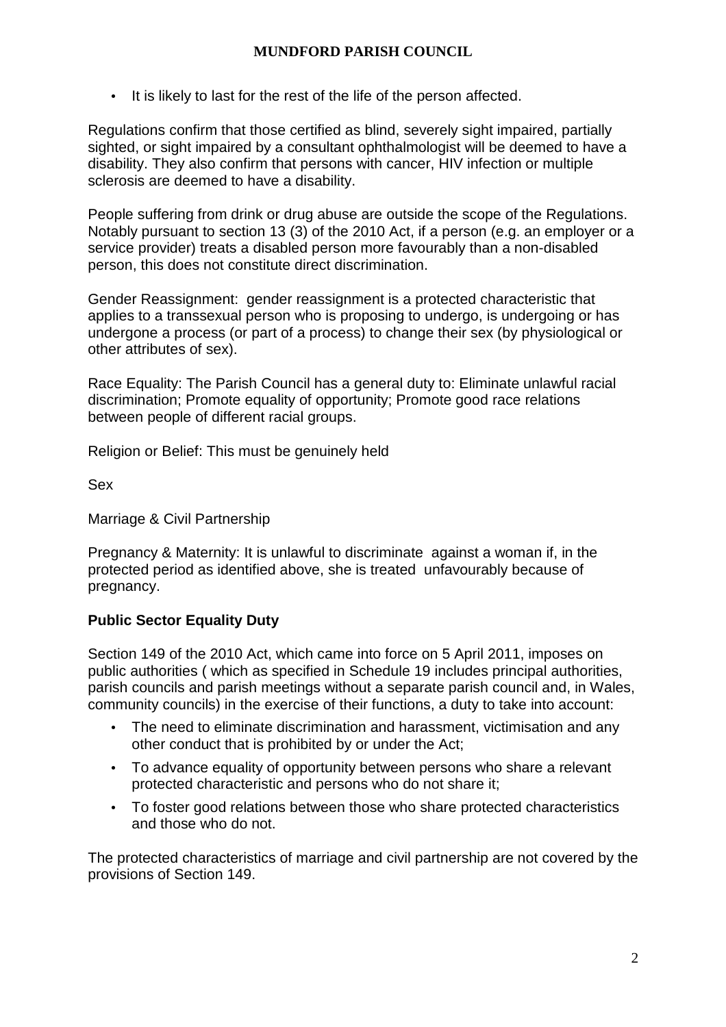- It is likely to last for the rest of the life of the person affected.

Regulations confirm that those certified as blind, severely sight impaired, partially sighted, or sight impaired by a consultant ophthalmologist will be deemed to have a disability. They also confirm that persons with cancer, HIV infection or multiple sclerosis are deemed to have a disability.

People suffering from drink or drug abuse are outside the scope of the Regulations. Notably pursuant to section 13 (3) of the 2010 Act, if a person (e.g. an employer or a service provider) treats a disabled person more favourably than a non-disabled person, this does not constitute direct discrimination.

Gender Reassignment: gender reassignment is a protected characteristic that applies to a transsexual person who is proposing to undergo, is undergoing or has undergone a process (or part of a process) to change their sex (by physiological or other attributes of sex).

Race Equality: The Parish Council has a general duty to: Eliminate unlawful racial discrimination; Promote equality of opportunity; Promote good race relations between people of different racial groups.

Religion or Belief: This must be genuinely held

Sex

Marriage & Civil Partnership

Pregnancy & Maternity: It is unlawful to discriminate against a woman if, in the protected period as identified above, she is treated unfavourably because of pregnancy.

**Public Sector Equality Duty**

Section 149 of the 2010 Act, which came into force on 5 April 2011, imposes on public authorities ( which as specified in Schedule 19 includes principal authorities, parish councils and parish meetings without a separate parish council and, in Wales, community councils) in the exercise of their functions, a duty to take into account:

- The need to eliminate discrimination and harassment, victimisation and any other conduct that is prohibited by or under the Act;
- To advance equality of opportunity between persons who share a relevant protected characteristic and persons who do not share it;
- To foster good relations between those who share protected characteristics and those who do not.

The protected characteristics of marriage and civil partnership are not covered by the provisions of Section 149.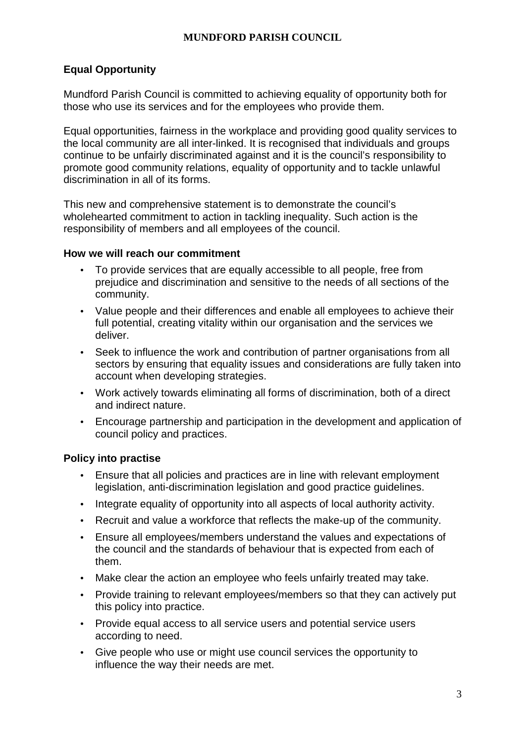## Equal Opportunity

Mundford Parish Council is committed to achieving equality of opportunity both for those who use its services and for the employees who provide them.

Equal opportunities, fairness in the workplace and providing good quality services to the local community are all inter-linked. It is recognised that individuals and groups continue to be unfairly discriminated against and it is the council's responsibility to promote good community relations, equality of opportunity and to tackle unlawful discrimination in all of its forms.

This new and comprehensive statement is to demonstrate the council's wholehearted commitment to action in tackling inequality. Such action is the responsibility of members and all employees of the council.

### How we will reach our commitment

- To provide services that are equally accessible to all people, free from prejudice and discrimination and sensitive to the needs of all sections of the community.
- Value people and their differences and enable all employees to achieve their full potential, creating vitality within our organisation and the services we deliver.
- Seek to influence the work and contribution of partner organisations from all sectors by ensuring that equality issues and considerations are fully taken into account when developing strategies.
- Work actively towards eliminating all forms of discrimination, both of a direct and indirect nature.
- Encourage partnership and participation in the development and application of council policy and practices.

### Policy into practise

- Ensure that all policies and practices are in line with relevant employment legislation, anti-discrimination legislation and good practice guidelines.
- Integrate equality of opportunity into all aspects of local authority activity.
- Recruit and value a workforce that reflects the make-up of the community.
- Ensure all employees/members understand the values and expectations of the council and the standards of behaviour that is expected from each of them.
- Make clear the action an employee who feels unfairly treated may take.
- Provide training to relevant employees/members so that they can actively put this policy into practice.
- Provide equal access to all service users and potential service users according to need.
- Give people who use or might use council services the opportunity to influence the way their needs are met.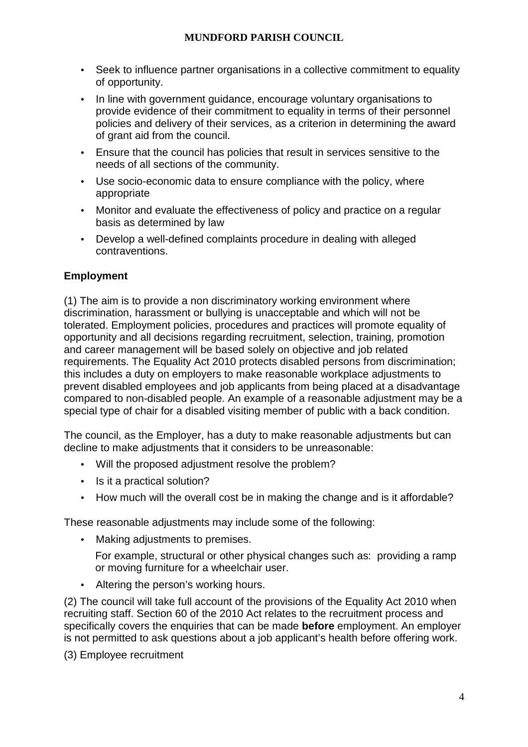- Seek to influence partner organisations in a collective commitment to equality of opportunity.
- In line with government guidance, encourage voluntary organisations to provide evidence of their commitment to equality in terms of their personnel policies and delivery of their services, as a criterion in determining the award of grant aid from the council.
- Ensure that the council has policies that result in services sensitive to the needs of all sections of the community.
- Use socio-economic data to ensure compliance with the policy, where appropriate
- Monitor and evaluate the effectiveness of policy and practice on a regular basis as determined by law
- Develop a well-defined complaints procedure in dealing with alleged contraventions.

**Employment**

(1) The aim is to provide a non discriminatory working environment where discrimination, harassment or bullying is unacceptable and which will not be tolerated. Employment policies, procedures and practices will promote equality of opportunity and all decisions regarding recruitment, selection, training, promotion and career management will be based solely on objective and job related requirements. The Equality Act 2010 protects disabled persons from discrimination; this includes a duty on employers to make reasonable workplace adjustments to prevent disabled employees and job applicants from being placed at a disadvantage compared to non-disabled people. An example of a reasonable adjustment may be a special type of chair for a disabled visiting member of public with a back condition.

The council, as the Employer, has a duty to make reasonable adjustments but can decline to make adjustments that it considers to be unreasonable:

- Will the proposed adjustment resolve the problem?
- Is it a practical solution?
- How much will the overall cost be in making the change and is it affordable?

These reasonable adjustments may include some of the following:

- Making adjustments to premises.

  For example, structural or other physical changes such as: providing a ramp or moving furniture for a wheelchair user.
- Altering the person's working hours.

(2) The council will take full account of the provisions of the Equality Act 2010 when recruiting staff. Section 60 of the 2010 Act relates to the recruitment process and specifically covers the enquiries that can be made **before** employment. An employer is not permitted to ask questions about a job applicant's health before offering work.

(3) Employee recruitment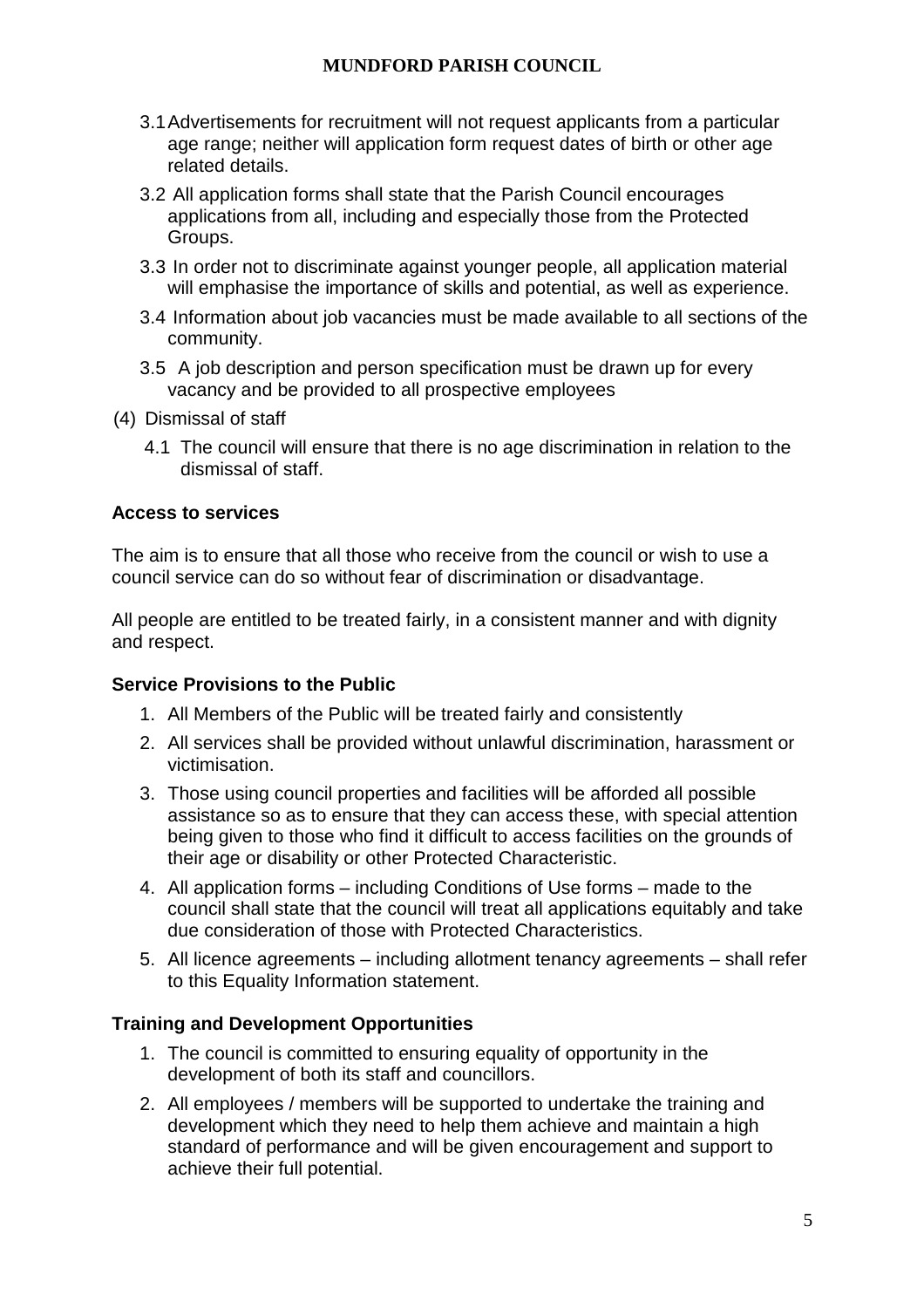3.1 Advertisements for recruitment will not request applicants from a particular age range; neither will application form request dates of birth or other age related details.

3.2 All application forms shall state that the Parish Council encourages applications from all, including and especially those from the Protected Groups.

3.3 In order not to discriminate against younger people, all application material will emphasise the importance of skills and potential, as well as experience.

3.4 Information about job vacancies must be made available to all sections of the community.

3.5 A job description and person specification must be drawn up for every vacancy and be provided to all prospective employees

(4) Dismissal of staff

4.1 The council will ensure that there is no age discrimination in relation to the dismissal of staff.

**Access to services**

The aim is to ensure that all those who receive from the council or wish to use a council service can do so without fear of discrimination or disadvantage.

All people are entitled to be treated fairly, in a consistent manner and with dignity and respect.

**Service Provisions to the Public**

1. All Members of the Public will be treated fairly and consistently
2. All services shall be provided without unlawful discrimination, harassment or victimisation.
3. Those using council properties and facilities will be afforded all possible assistance so as to ensure that they can access these, with special attention being given to those who find it difficult to access facilities on the grounds of their age or disability or other Protected Characteristic.
4. All application forms – including Conditions of Use forms – made to the council shall state that the council will treat all applications equitably and take due consideration of those with Protected Characteristics.
5. All licence agreements – including allotment tenancy agreements – shall refer to this Equality Information statement.

**Training and Development Opportunities**

1. The council is committed to ensuring equality of opportunity in the development of both its staff and councillors.
2. All employees / members will be supported to undertake the training and development which they need to help them achieve and maintain a high standard of performance and will be given encouragement and support to achieve their full potential.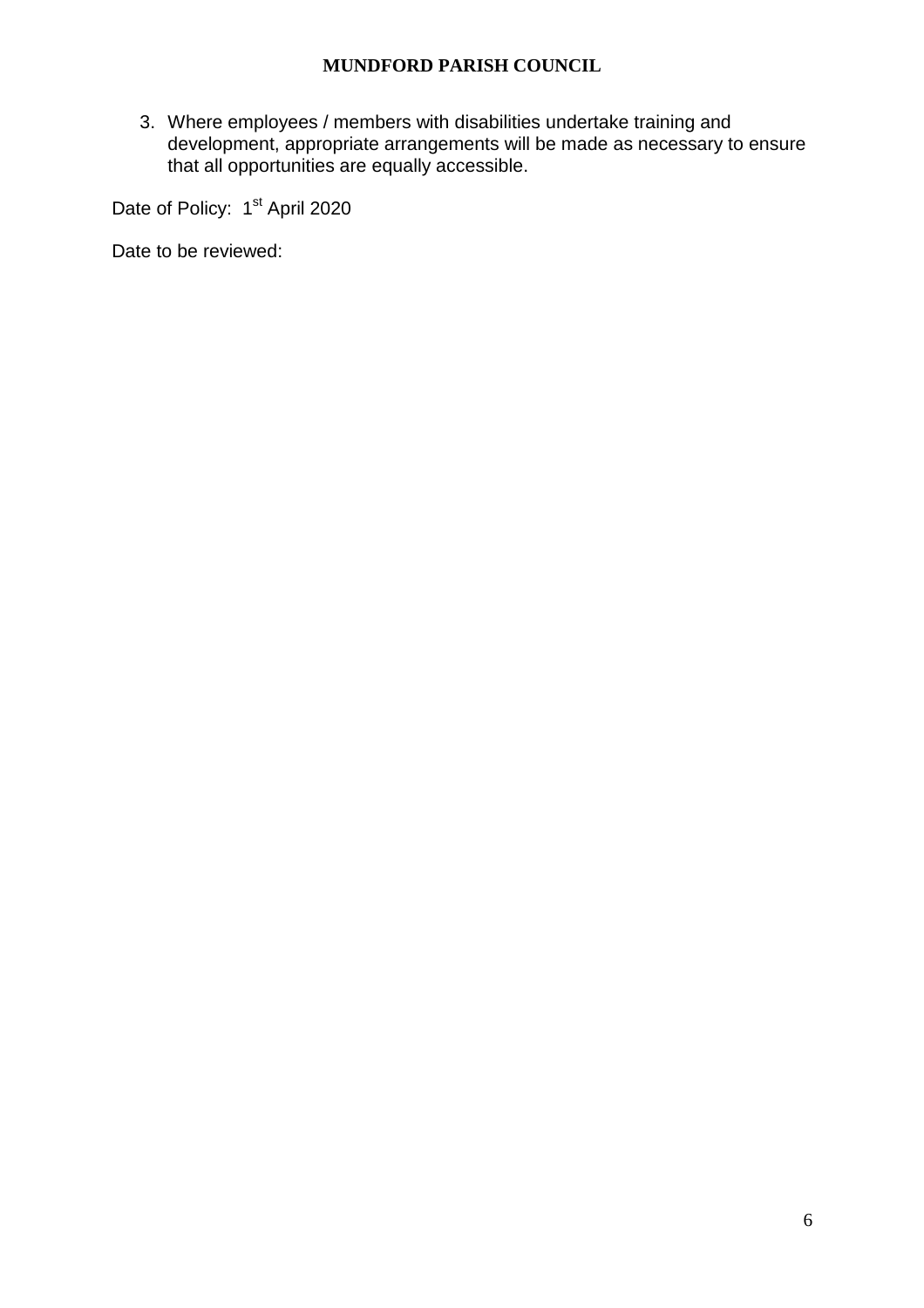3. Where employees / members with disabilities undertake training and development, appropriate arrangements will be made as necessary to ensure that all opportunities are equally accessible.

Date of Policy: 1st April 2020

Date to be reviewed: